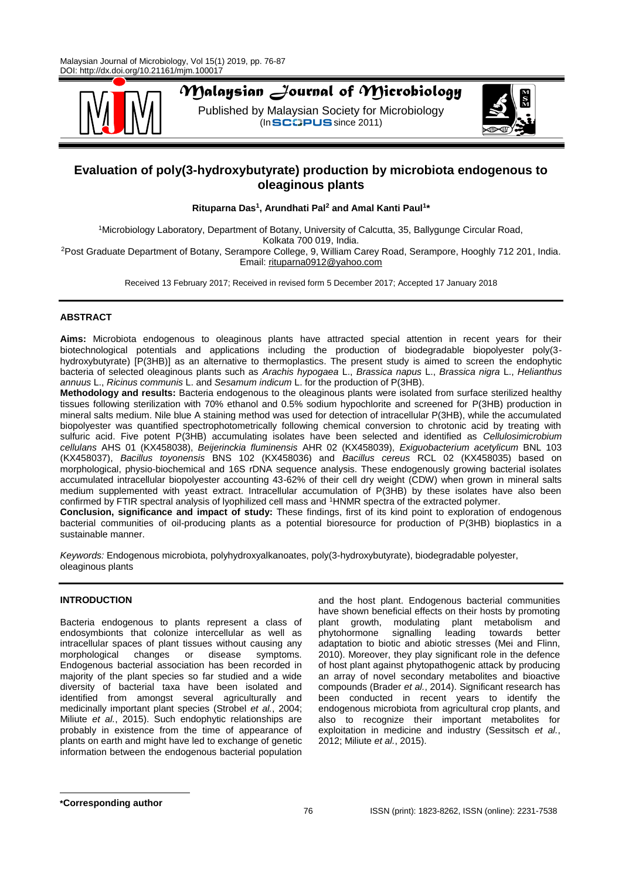# Evaluation of poly(3-hydroxybutyrate) production by microbiota endogenous to oleaginous plants

**Rituparna Das[1], Arundhati Pal[2] and Amal Kanti Paul[1]***

[1]Microbiology Laboratory, Department of Botany, University of Calcutta, 35, Ballygunge Circular Road, Kolkata 700 019, India.
[2]Post Graduate Department of Botany, Serampore College, 9, William Carey Road, Serampore, Hooghly 712 201, India.
Email: rituparna0912@yahoo.com

Received 13 February 2017; Received in revised form 5 December 2017; Accepted 17 January 2018

## ABSTRACT

**Aims:** Microbiota endogenous to oleaginous plants have attracted special attention in recent years for their biotechnological potentials and applications including the production of biodegradable biopolyester poly(3-hydroxybutyrate) [P(3HB)] as an alternative to thermoplastics. The present study is aimed to screen the endophytic bacteria of selected oleaginous plants such as *Arachis hypogaea* L., *Brassica napus* L., *Brassica nigra* L., *Helianthus annuus* L., *Ricinus communis* L. and *Sesamum indicum* L. for the production of P(3HB).

**Methodology and results:** Bacteria endogenous to the oleaginous plants were isolated from surface sterilized healthy tissues following sterilization with 70% ethanol and 0.5% sodium hypochlorite and screened for P(3HB) production in mineral salts medium. Nile blue A staining method was used for detection of intracellular P(3HB), while the accumulated biopolyester was quantified spectrophotometrically following chemical conversion to chrotonic acid by treating with sulfuric acid. Five potent P(3HB) accumulating isolates have been selected and identified as *Cellulosimicrobium cellulans* AHS 01 (KX458038), *Beijerinckia fluminensis* AHR 02 (KX458039), *Exiguobacterium acetylicum* BNL 103 (KX458037), *Bacillus toyonensis* BNS 102 (KX458036) and *Bacillus cereus* RCL 02 (KX458035) based on morphological, physio-biochemical and 16S rDNA sequence analysis. These endogenously growing bacterial isolates accumulated intracellular biopolyester accounting 43-62% of their cell dry weight (CDW) when grown in mineral salts medium supplemented with yeast extract. Intracellular accumulation of P(3HB) by these isolates have also been confirmed by FTIR spectral analysis of lyophilized cell mass and $^1$HNMR spectra of the extracted polymer.

**Conclusion, significance and impact of study:** These findings, first of its kind point to exploration of endogenous bacterial communities of oil-producing plants as a potential bioresource for production of P(3HB) bioplastics in a sustainable manner.

*Keywords:* Endogenous microbiota, polyhydroxyalkanoates, poly(3-hydroxybutyrate), biodegradable polyester, oleaginous plants

## INTRODUCTION

Bacteria endogenous to plants represent a class of endosymbionts that colonize intercellular as well as intracellular spaces of plant tissues without causing any morphological changes or disease symptoms. Endogenous bacterial association has been recorded in majority of the plant species so far studied and a wide diversity of bacterial taxa have been isolated and identified from amongst several agriculturally and medicinally important plant species (Strobel *et al.*, 2004; Miliute *et al.*, 2015). Such endophytic relationships are probably in existence from the time of appearance of plants on earth and might have led to exchange of genetic information between the endogenous bacterial population and the host plant. Endogenous bacterial communities have shown beneficial effects on their hosts by promoting plant growth, modulating plant metabolism and phytohormone signalling leading towards better adaptation to biotic and abiotic stresses (Mei and Flinn, 2010). Moreover, they play significant role in the defence of host plant against phytopathogenic attack by producing an array of novel secondary metabolites and bioactive compounds (Brader *et al.*, 2014). Significant research has been conducted in recent years to identify the endogenous microbiota from agricultural crop plants, and also to recognize their important metabolites for exploitation in medicine and industry (Sessitsch *et al.*, 2012; Miliute *et al.*, 2015).

***Corresponding author**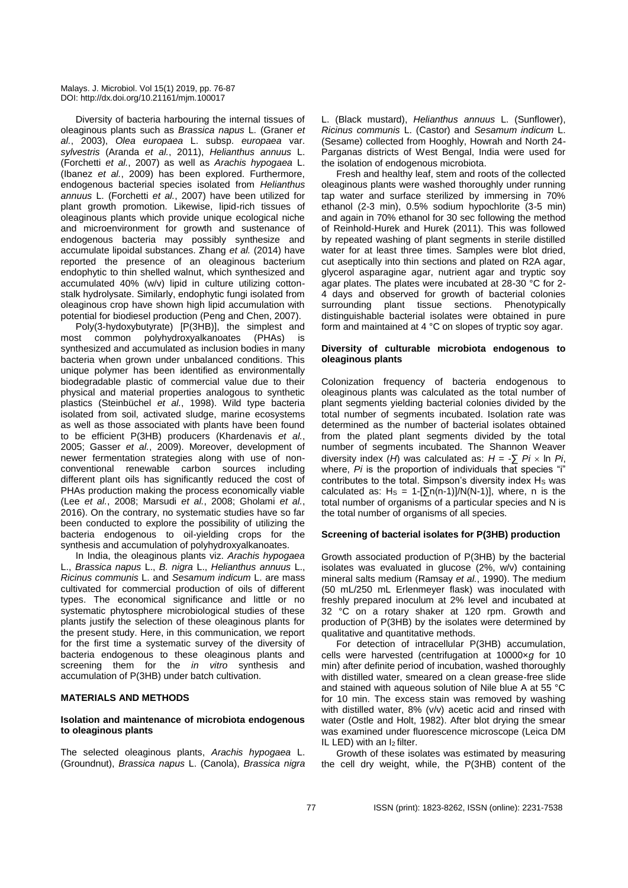Diversity of bacteria harbouring the internal tissues of oleaginous plants such as *Brassica napus* L. (Graner *et al.*, 2003), *Olea europaea* L. subsp. *europaea* var. *sylvestris* (Aranda *et al.*, 2011), *Helianthus annuus* L. (Forchetti *et al.*, 2007) as well as *Arachis hypogaea* L. (Ibanez *et al.*, 2009) has been explored. Furthermore, endogenous bacterial species isolated from *Helianthus annuus* L. (Forchetti *et al.*, 2007) have been utilized for plant growth promotion. Likewise, lipid-rich tissues of oleaginous plants which provide unique ecological niche and microenvironment for growth and sustenance of endogenous bacteria may possibly synthesize and accumulate lipoidal substances. Zhang *et al.* (2014) have reported the presence of an oleaginous bacterium endophytic to thin shelled walnut, which synthesized and accumulated 40% (w/v) lipid in culture utilizing cotton-stalk hydrolysate. Similarly, endophytic fungi isolated from oleaginous crop have shown high lipid accumulation with potential for biodiesel production (Peng and Chen, 2007).

Poly(3-hydoxybutyrate) [P(3HB)], the simplest and most common polyhydroxyalkanoates (PHAs) is synthesized and accumulated as inclusion bodies in many bacteria when grown under unbalanced conditions. This unique polymer has been identified as environmentally biodegradable plastic of commercial value due to their physical and material properties analogous to synthetic plastics (Steinbüchel *et al.*, 1998). Wild type bacteria isolated from soil, activated sludge, marine ecosystems as well as those associated with plants have been found to be efficient P(3HB) producers (Khardenavis *et al.*, 2005; Gasser *et al.*, 2009). Moreover, development of newer fermentation strategies along with use of non-conventional renewable carbon sources including different plant oils has significantly reduced the cost of PHAs production making the process economically viable (Lee *et al.*, 2008; Marsudi *et al.*, 2008; Gholami *et al.*, 2016). On the contrary, no systematic studies have so far been conducted to explore the possibility of utilizing the bacteria endogenous to oil-yielding crops for the synthesis and accumulation of polyhydroxyalkanoates.

In India, the oleaginous plants viz. *Arachis hypogaea* L., *Brassica napus* L., *B. nigra* L., *Helianthus annuus* L., *Ricinus communis* L. and *Sesamum indicum* L. are mass cultivated for commercial production of oils of different types. The economical significance and little or no systematic phytosphere microbiological studies of these plants justify the selection of these oleaginous plants for the present study. Here, in this communication, we report for the first time a systematic survey of the diversity of bacteria endogenous to these oleaginous plants and screening them for the *in vitro* synthesis and accumulation of P(3HB) under batch cultivation.

## MATERIALS AND METHODS

### Isolation and maintenance of microbiota endogenous to oleaginous plants

The selected oleaginous plants, *Arachis hypogaea* L. (Groundnut), *Brassica napus* L. (Canola), *Brassica nigra* L. (Black mustard), *Helianthus annuus* L. (Sunflower), *Ricinus communis* L. (Castor) and *Sesamum indicum* L. (Sesame) collected from Hooghly, Howrah and North 24-Parganas districts of West Bengal, India were used for the isolation of endogenous microbiota.

Fresh and healthy leaf, stem and roots of the collected oleaginous plants were washed thoroughly under running tap water and surface sterilized by immersing in 70% ethanol (2-3 min), 0.5% sodium hypochlorite (3-5 min) and again in 70% ethanol for 30 sec following the method of Reinhold-Hurek and Hurek (2011). This was followed by repeated washing of plant segments in sterile distilled water for at least three times. Samples were blot dried, cut aseptically into thin sections and plated on R2A agar, glycerol asparagine agar, nutrient agar and tryptic soy agar plates. The plates were incubated at 28-30 °C for 2-4 days and observed for growth of bacterial colonies surrounding plant tissue sections. Phenotypically distinguishable bacterial isolates were obtained in pure form and maintained at 4 °C on slopes of tryptic soy agar.

### Diversity of culturable microbiota endogenous to oleaginous plants

Colonization frequency of bacteria endogenous to oleaginous plants was calculated as the total number of plant segments yielding bacterial colonies divided by the total number of segments incubated. Isolation rate was determined as the number of bacterial isolates obtained from the plated plant segments divided by the total number of segments incubated. The Shannon Weaver diversity index ($H$) was calculated as: $H = -\sum Pi \times \ln Pi$, where, $Pi$ is the proportion of individuals that species "i" contributes to the total. Simpson's diversity index $H_S$ was calculated as: $H_S = 1-[\sum n(n-1)]/N(N-1)]$, where, n is the total number of organisms of a particular species and N is the total number of organisms of all species.

### Screening of bacterial isolates for P(3HB) production

Growth associated production of P(3HB) by the bacterial isolates was evaluated in glucose (2%, w/v) containing mineral salts medium (Ramsay *et al.*, 1990). The medium (50 mL/250 mL Erlenmeyer flask) was inoculated with freshly prepared inoculum at 2% level and incubated at 32 °C on a rotary shaker at 120 rpm. Growth and production of P(3HB) by the isolates were determined by qualitative and quantitative methods.

For detection of intracellular P(3HB) accumulation, cells were harvested (centrifugation at 10000×*g* for 10 min) after definite period of incubation, washed thoroughly with distilled water, smeared on a clean grease-free slide and stained with aqueous solution of Nile blue A at 55 °C for 10 min. The excess stain was removed by washing with distilled water, 8% (v/v) acetic acid and rinsed with water (Ostle and Holt, 1982). After blot drying the smear was examined under fluorescence microscope (Leica DM IL LED) with an $I_2$ filter.

Growth of these isolates was estimated by measuring the cell dry weight, while, the P(3HB) content of the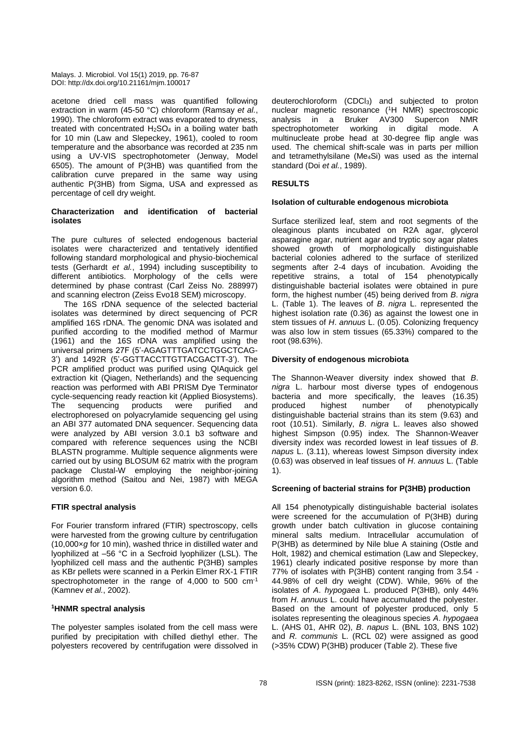acetone dried cell mass was quantified following extraction in warm (45-50 °C) chloroform (Ramsay *et al.*, 1990). The chloroform extract was evaporated to dryness, treated with concentrated $H_2SO_4$ in a boiling water bath for 10 min (Law and Slepeckey, 1961), cooled to room temperature and the absorbance was recorded at 235 nm using a UV-VIS spectrophotometer (Jenway, Model 6505). The amount of P(3HB) was quantified from the calibration curve prepared in the same way using authentic P(3HB) from Sigma, USA and expressed as percentage of cell dry weight.

### Characterization and identification of bacterial isolates

The pure cultures of selected endogenous bacterial isolates were characterized and tentatively identified following standard morphological and physio-biochemical tests (Gerhardt *et al.*, 1994) including susceptibility to different antibiotics. Morphology of the cells were determined by phase contrast (Carl Zeiss No. 288997) and scanning electron (Zeiss Evo18 SEM) microscopy.

The 16S rDNA sequence of the selected bacterial isolates was determined by direct sequencing of PCR amplified 16S rDNA. The genomic DNA was isolated and purified according to the modified method of Marmur (1961) and the 16S rDNA was amplified using the universal primers 27F (5'-AGAGTTTGATCCTGGCTCAG-3') and 1492R (5'-GGTTACCTTGTTACGACTT-3'). The PCR amplified product was purified using QIAquick gel extraction kit (Qiagen, Netherlands) and the sequencing reaction was performed with ABI PRISM Dye Terminator cycle-sequencing ready reaction kit (Applied Biosystems). The sequencing products were purified and electrophoresed on polyacrylamide sequencing gel using an ABI 377 automated DNA sequencer. Sequencing data were analyzed by ABI version 3.0.1 b3 software and compared with reference sequences using the NCBI BLASTN programme. Multiple sequence alignments were carried out by using BLOSUM 62 matrix with the program package Clustal-W employing the neighbor-joining algorithm method (Saitou and Nei, 1987) with MEGA version 6.0.

### FTIR spectral analysis

For Fourier transform infrared (FTIR) spectroscopy, cells were harvested from the growing culture by centrifugation (10,000×*g* for 10 min), washed thrice in distilled water and lyophilized at –56 °C in a Secfroid lyophilizer (LSL). The lyophilized cell mass and the authentic P(3HB) samples as KBr pellets were scanned in a Perkin Elmer RX-1 FTIR spectrophotometer in the range of 4,000 to 500 $cm^{-1}$ (Kamnev *et al.*, 2002).

### $^1$HNMR spectral analysis

The polyester samples isolated from the cell mass were purified by precipitation with chilled diethyl ether. The polyesters recovered by centrifugation were dissolved in deuterochloroform ($CDCl_3$) and subjected to proton nuclear magnetic resonance ($^1$H NMR) spectroscopic analysis in a Bruker AV300 Supercon NMR spectrophotometer working in digital mode. A multinucleate probe head at 30-degree flip angle was used. The chemical shift-scale was in parts per million and tetramethylsilane ($Me_4Si$) was used as the internal standard (Doi *et al.*, 1989).

## RESULTS

### Isolation of culturable endogenous microbiota

Surface sterilized leaf, stem and root segments of the oleaginous plants incubated on R2A agar, glycerol asparagine agar, nutrient agar and tryptic soy agar plates showed growth of morphologically distinguishable bacterial colonies adhered to the surface of sterilized segments after 2-4 days of incubation. Avoiding the repetitive strains, a total of 154 phenotypically distinguishable bacterial isolates were obtained in pure form, the highest number (45) being derived from *B. nigra* L. (Table 1). The leaves of *B. nigra* L. represented the highest isolation rate (0.36) as against the lowest one in stem tissues of *H. annuus* L. (0.05). Colonizing frequency was also low in stem tissues (65.33%) compared to the root (98.63%).

### Diversity of endogenous microbiota

The Shannon-Weaver diversity index showed that *B. nigra* L. harbour most diverse types of endogenous bacteria and more specifically, the leaves (16.35) produced highest number of phenotypically distinguishable bacterial strains than its stem (9.63) and root (10.51). Similarly, *B. nigra* L. leaves also showed highest Simpson (0.95) index. The Shannon-Weaver diversity index was recorded lowest in leaf tissues of *B. napus* L. (3.11), whereas lowest Simpson diversity index (0.63) was observed in leaf tissues of *H. annuus* L. (Table 1).

### Screening of bacterial strains for P(3HB) production

All 154 phenotypically distinguishable bacterial isolates were screened for the accumulation of P(3HB) during growth under batch cultivation in glucose containing mineral salts medium. Intracellular accumulation of P(3HB) as determined by Nile blue A staining (Ostle and Holt, 1982) and chemical estimation (Law and Slepeckey, 1961) clearly indicated positive response by more than 77% of isolates with P(3HB) content ranging from 3.54 - 44.98% of cell dry weight (CDW). While, 96% of the isolates of *A. hypogaea* L. produced P(3HB), only 44% from *H. annuus* L. could have accumulated the polyester. Based on the amount of polyester produced, only 5 isolates representing the oleaginous species *A. hypogaea* L. (AHS 01, AHR 02), *B. napus* L. (BNL 103, BNS 102) and *R. communis* L. (RCL 02) were assigned as good (>35% CDW) P(3HB) producer (Table 2). These five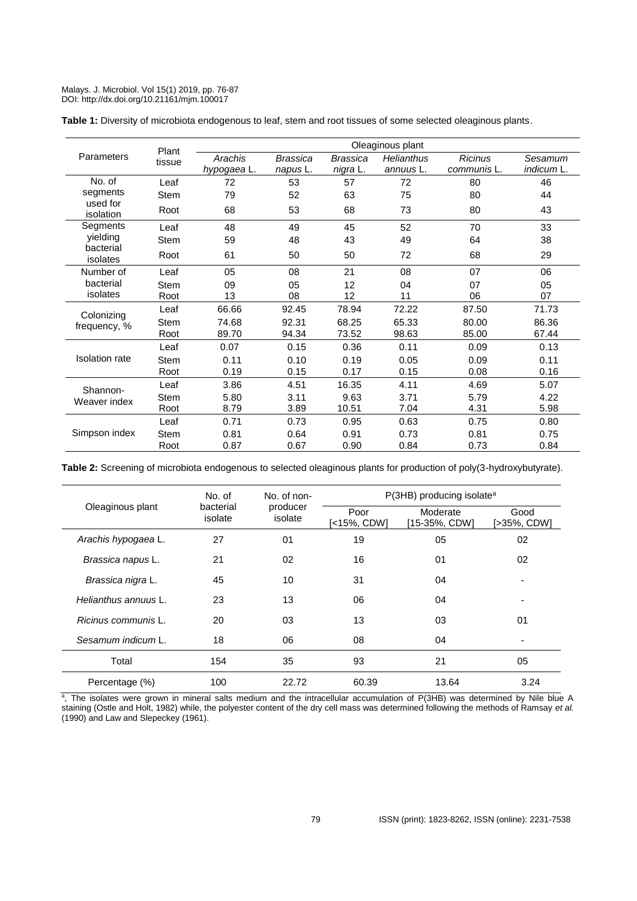**Table 1:** Diversity of microbiota endogenous to leaf, stem and root tissues of some selected oleaginous plants.

| Parameters | Plant tissue | Oleaginous plant | | | | | |
|---|---|---|---|---|---|---|---|
| | | *Arachis hypogaea* L. | *Brassica napus* L. | *Brassica nigra* L. | *Helianthus annuus* L. | *Ricinus communis* L. | *Sesamum indicum* L. |
| No. of segments used for isolation | Leaf | 72 | 53 | 57 | 72 | 80 | 46 |
| | Stem | 79 | 52 | 63 | 75 | 80 | 44 |
| | Root | 68 | 53 | 68 | 73 | 80 | 43 |
| Segments yielding bacterial isolates | Leaf | 48 | 49 | 45 | 52 | 70 | 33 |
| | Stem | 59 | 48 | 43 | 49 | 64 | 38 |
| | Root | 61 | 50 | 50 | 72 | 68 | 29 |
| Number of bacterial isolates | Leaf | 05 | 08 | 21 | 08 | 07 | 06 |
| | Stem | 09 | 05 | 12 | 04 | 07 | 05 |
| | Root | 13 | 08 | 12 | 11 | 06 | 07 |
| Colonizing frequency, % | Leaf | 66.66 | 92.45 | 78.94 | 72.22 | 87.50 | 71.73 |
| | Stem | 74.68 | 92.31 | 68.25 | 65.33 | 80.00 | 86.36 |
| | Root | 89.70 | 94.34 | 73.52 | 98.63 | 85.00 | 67.44 |
| Isolation rate | Leaf | 0.07 | 0.15 | 0.36 | 0.11 | 0.09 | 0.13 |
| | Stem | 0.11 | 0.10 | 0.19 | 0.05 | 0.09 | 0.11 |
| | Root | 0.19 | 0.15 | 0.17 | 0.15 | 0.08 | 0.16 |
| Shannon-Weaver index | Leaf | 3.86 | 4.51 | 16.35 | 4.11 | 4.69 | 5.07 |
| | Stem | 5.80 | 3.11 | 9.63 | 3.71 | 5.79 | 4.22 |
| | Root | 8.79 | 3.89 | 10.51 | 7.04 | 4.31 | 5.98 |
| Simpson index | Leaf | 0.71 | 0.73 | 0.95 | 0.63 | 0.75 | 0.80 |
| | Stem | 0.81 | 0.64 | 0.91 | 0.73 | 0.81 | 0.75 |
| | Root | 0.87 | 0.67 | 0.90 | 0.84 | 0.73 | 0.84 |

**Table 2:** Screening of microbiota endogenous to selected oleaginous plants for production of poly(3-hydroxybutyrate).

| Oleaginous plant | No. of bacterial isolate | No. of non-producer isolate | P(3HB) producing isolate[a] | | |
|---|---|---|---|---|---|
| | | | Poor [<15%, CDW] | Moderate [15-35%, CDW] | Good [>35%, CDW] |
| *Arachis hypogaea* L. | 27 | 01 | 19 | 05 | 02 |
| *Brassica napus* L. | 21 | 02 | 16 | 01 | 02 |
| *Brassica nigra* L. | 45 | 10 | 31 | 04 | - |
| *Helianthus annuus* L. | 23 | 13 | 06 | 04 | - |
| *Ricinus communis* L. | 20 | 03 | 13 | 03 | 01 |
| *Sesamum indicum* L. | 18 | 06 | 08 | 04 | - |
| Total | 154 | 35 | 93 | 21 | 05 |
| Percentage (%) | 100 | 22.72 | 60.39 | 13.64 | 3.24 |

[a], The isolates were grown in mineral salts medium and the intracellular accumulation of P(3HB) was determined by Nile blue A staining (Ostle and Holt, 1982) while, the polyester content of the dry cell mass was determined following the methods of Ramsay *et al.* (1990) and Law and Slepeckey (1961).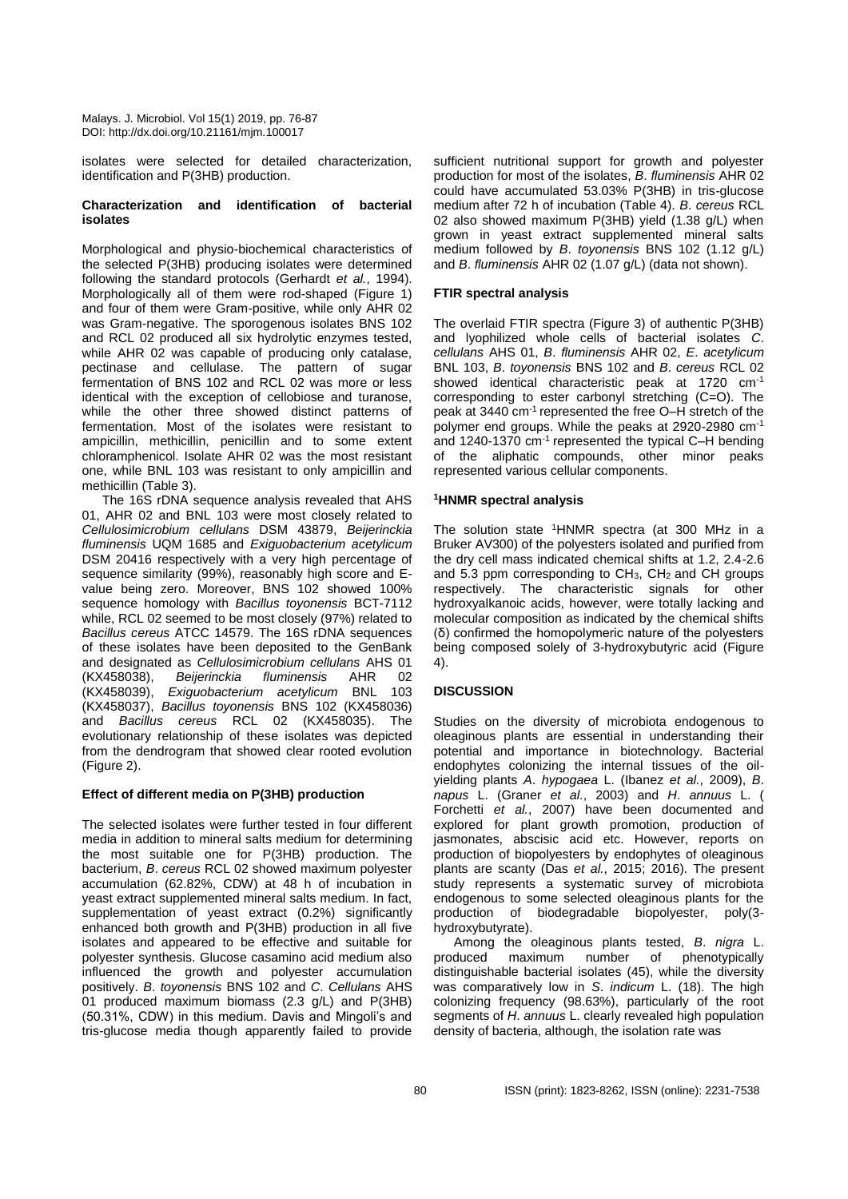isolates were selected for detailed characterization, identification and P(3HB) production.

### Characterization and identification of bacterial isolates

Morphological and physio-biochemical characteristics of the selected P(3HB) producing isolates were determined following the standard protocols (Gerhardt *et al.*, 1994). Morphologically all of them were rod-shaped (Figure 1) and four of them were Gram-positive, while only AHR 02 was Gram-negative. The sporogenous isolates BNS 102 and RCL 02 produced all six hydrolytic enzymes tested, while AHR 02 was capable of producing only catalase, pectinase and cellulase. The pattern of sugar fermentation of BNS 102 and RCL 02 was more or less identical with the exception of cellobiose and turanose, while the other three showed distinct patterns of fermentation. Most of the isolates were resistant to ampicillin, methicillin, penicillin and to some extent chloramphenicol. Isolate AHR 02 was the most resistant one, while BNL 103 was resistant to only ampicillin and methicillin (Table 3).

The 16S rDNA sequence analysis revealed that AHS 01, AHR 02 and BNL 103 were most closely related to *Cellulosimicrobium cellulans* DSM 43879, *Beijerinckia fluminensis* UQM 1685 and *Exiguobacterium acetylicum* DSM 20416 respectively with a very high percentage of sequence similarity (99%), reasonably high score and E-value being zero. Moreover, BNS 102 showed 100% sequence homology with *Bacillus toyonensis* BCT-7112 while, RCL 02 seemed to be most closely (97%) related to *Bacillus cereus* ATCC 14579. The 16S rDNA sequences of these isolates have been deposited to the GenBank and designated as *Cellulosimicrobium cellulans* AHS 01 (KX458038), *Beijerinckia fluminensis* AHR 02 (KX458039), *Exiguobacterium acetylicum* BNL 103 (KX458037), *Bacillus toyonensis* BNS 102 (KX458036) and *Bacillus cereus* RCL 02 (KX458035). The evolutionary relationship of these isolates was depicted from the dendrogram that showed clear rooted evolution (Figure 2).

### Effect of different media on P(3HB) production

The selected isolates were further tested in four different media in addition to mineral salts medium for determining the most suitable one for P(3HB) production. The bacterium, *B*. *cereus* RCL 02 showed maximum polyester accumulation (62.82%, CDW) at 48 h of incubation in yeast extract supplemented mineral salts medium. In fact, supplementation of yeast extract (0.2%) significantly enhanced both growth and P(3HB) production in all five isolates and appeared to be effective and suitable for polyester synthesis. Glucose casamino acid medium also influenced the growth and polyester accumulation positively. *B*. *toyonensis* BNS 102 and *C*. *Cellulans* AHS 01 produced maximum biomass (2.3 g/L) and P(3HB) (50.31%, CDW) in this medium. Davis and Mingoli's and tris-glucose media though apparently failed to provide sufficient nutritional support for growth and polyester production for most of the isolates, *B*. *fluminensis* AHR 02 could have accumulated 53.03% P(3HB) in tris-glucose medium after 72 h of incubation (Table 4). *B*. *cereus* RCL 02 also showed maximum P(3HB) yield (1.38 g/L) when grown in yeast extract supplemented mineral salts medium followed by *B*. *toyonensis* BNS 102 (1.12 g/L) and *B*. *fluminensis* AHR 02 (1.07 g/L) (data not shown).

### FTIR spectral analysis

The overlaid FTIR spectra (Figure 3) of authentic P(3HB) and lyophilized whole cells of bacterial isolates *C*. *cellulans* AHS 01, *B*. *fluminensis* AHR 02, *E*. *acetylicum* BNL 103, *B*. *toyonensis* BNS 102 and *B*. *cereus* RCL 02 showed identical characteristic peak at 1720 $cm^{-1}$ corresponding to ester carbonyl stretching (C=O). The peak at 3440 $cm^{-1}$ represented the free O–H stretch of the polymer end groups. While the peaks at 2920-2980 $cm^{-1}$ and 1240-1370 $cm^{-1}$ represented the typical C–H bending of the aliphatic compounds, other minor peaks represented various cellular components.

### $^1$HNMR spectral analysis

The solution state $^1$HNMR spectra (at 300 MHz in a Bruker AV300) of the polyesters isolated and purified from the dry cell mass indicated chemical shifts at 1.2, 2.4-2.6 and 5.3 ppm corresponding to $CH_3$, $CH_2$ and CH groups respectively. The characteristic signals for other hydroxyalkanoic acids, however, were totally lacking and molecular composition as indicated by the chemical shifts (δ) confirmed the homopolymeric nature of the polyesters being composed solely of 3-hydroxybutyric acid (Figure 4).

## DISCUSSION

Studies on the diversity of microbiota endogenous to oleaginous plants are essential in understanding their potential and importance in biotechnology. Bacterial endophytes colonizing the internal tissues of the oil-yielding plants *A*. *hypogaea* L. (Ibanez *et al.*, 2009), *B*. *napus* L. (Graner *et al*., 2003) and *H*. *annuus* L. ( Forchetti *et al.*, 2007) have been documented and explored for plant growth promotion, production of jasmonates, abscisic acid etc. However, reports on production of biopolyesters by endophytes of oleaginous plants are scanty (Das *et al.*, 2015; 2016). The present study represents a systematic survey of microbiota endogenous to some selected oleaginous plants for the production of biodegradable biopolyester, poly(3-hydroxybutyrate).

Among the oleaginous plants tested, *B*. *nigra* L. produced maximum number of phenotypically distinguishable bacterial isolates (45), while the diversity was comparatively low in *S*. *indicum* L. (18). The high colonizing frequency (98.63%), particularly of the root segments of *H*. *annuus* L. clearly revealed high population density of bacteria, although, the isolation rate was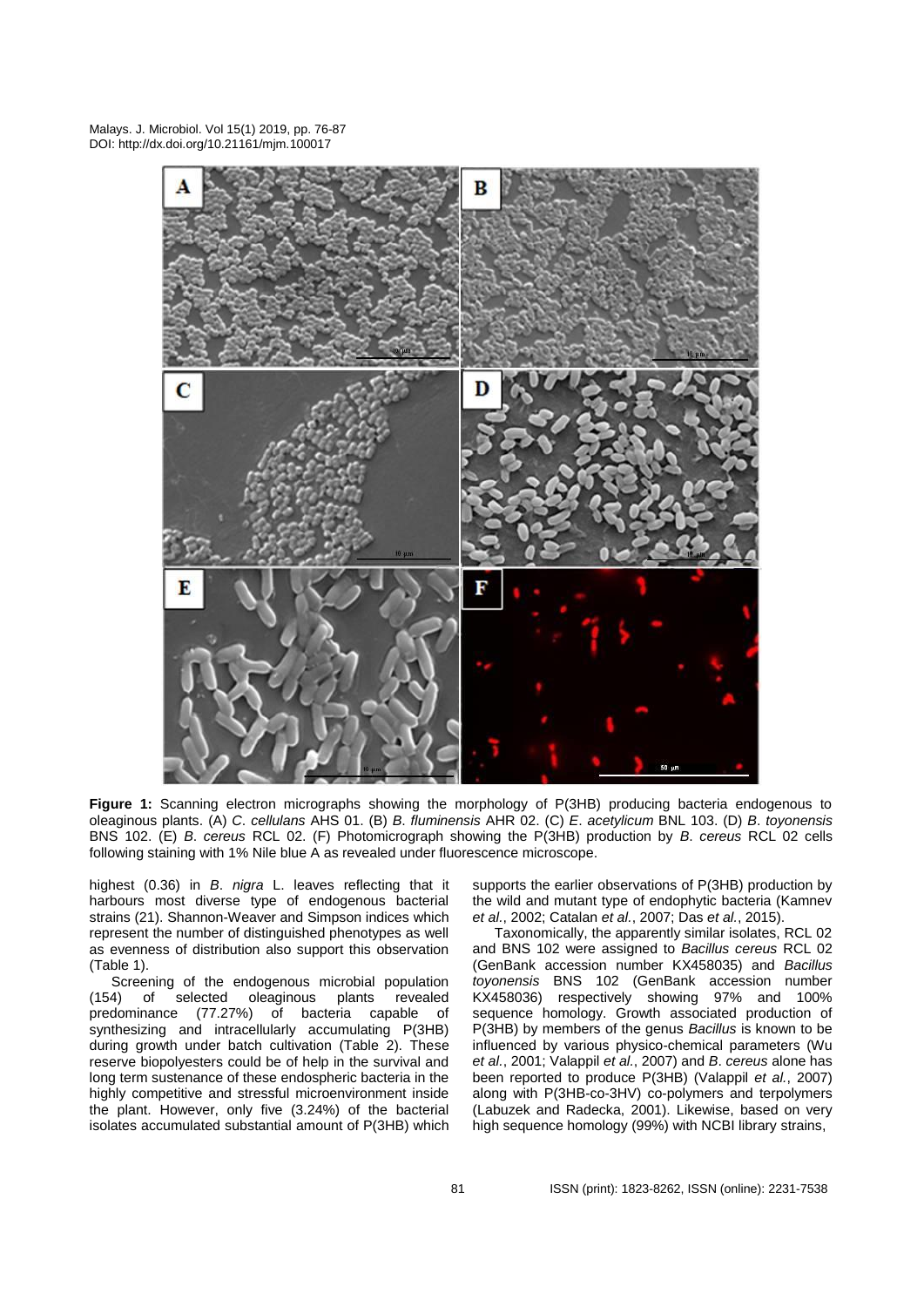**Figure 1:** Scanning electron micrographs showing the morphology of P(3HB) producing bacteria endogenous to oleaginous plants. (A) *C*. *cellulans* AHS 01. (B) *B*. *fluminensis* AHR 02. (C) *E*. *acetylicum* BNL 103. (D) *B*. *toyonensis* BNS 102. (E) *B*. *cereus* RCL 02. (F) Photomicrograph showing the P(3HB) production by *B*. *cereus* RCL 02 cells following staining with 1% Nile blue A as revealed under fluorescence microscope.

highest (0.36) in *B*. *nigra* L. leaves reflecting that it harbours most diverse type of endogenous bacterial strains (21). Shannon-Weaver and Simpson indices which represent the number of distinguished phenotypes as well as evenness of distribution also support this observation (Table 1).

Screening of the endogenous microbial population (154) of selected oleaginous plants revealed predominance (77.27%) of bacteria capable of synthesizing and intracellularly accumulating P(3HB) during growth under batch cultivation (Table 2). These reserve biopolyesters could be of help in the survival and long term sustenance of these endospheric bacteria in the highly competitive and stressful microenvironment inside the plant. However, only five (3.24%) of the bacterial isolates accumulated substantial amount of P(3HB) which supports the earlier observations of P(3HB) production by the wild and mutant type of endophytic bacteria (Kamnev *et al.*, 2002; Catalan *et al.*, 2007; Das *et al.*, 2015).

Taxonomically, the apparently similar isolates, RCL 02 and BNS 102 were assigned to *Bacillus cereus* RCL 02 (GenBank accession number KX458035) and *Bacillus toyonensis* BNS 102 (GenBank accession number KX458036) respectively showing 97% and 100% sequence homology. Growth associated production of P(3HB) by members of the genus *Bacillus* is known to be influenced by various physico-chemical parameters (Wu *et al.*, 2001; Valappil *et al.*, 2007) and *B*. *cereus* alone has been reported to produce P(3HB) (Valappil *et al.*, 2007) along with P(3HB-co-3HV) co-polymers and terpolymers (Labuzek and Radecka, 2001). Likewise, based on very high sequence homology (99%) with NCBI library strains,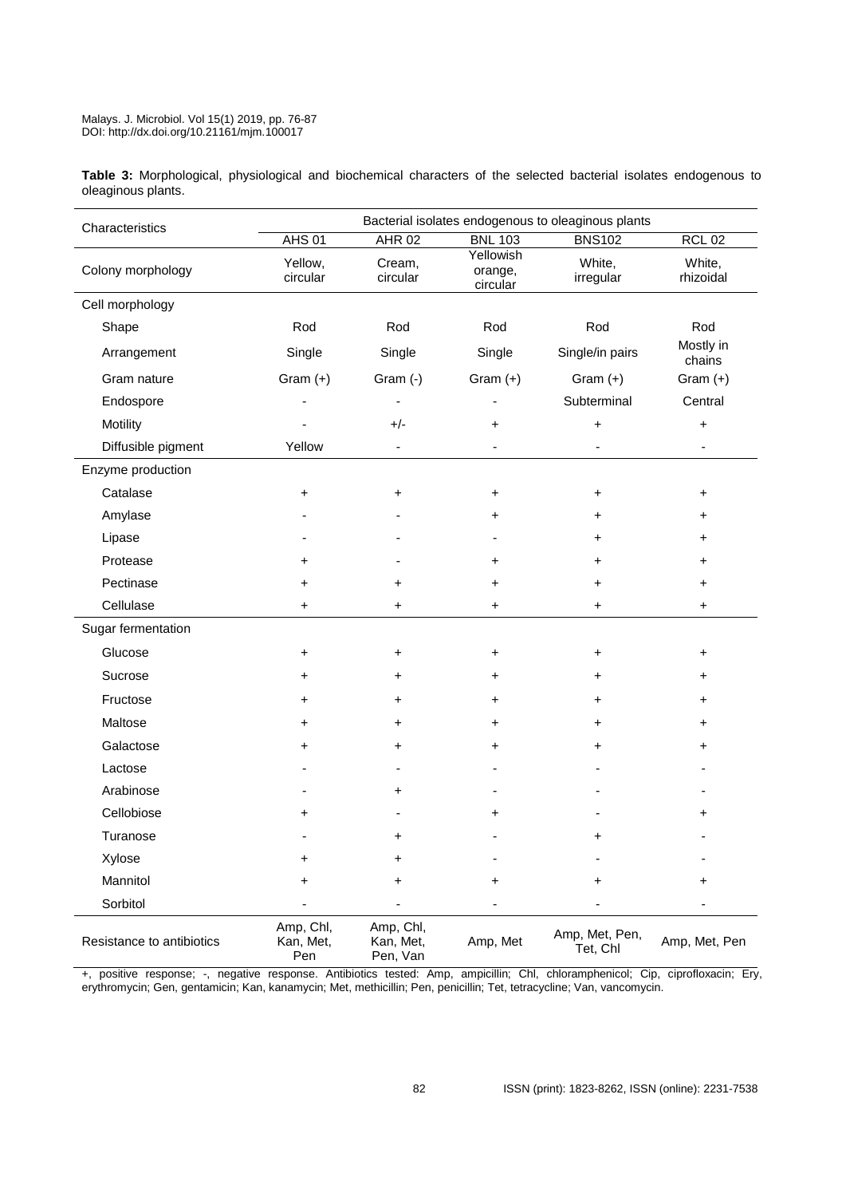**Table 3:** Morphological, physiological and biochemical characters of the selected bacterial isolates endogenous to oleaginous plants.

| Characteristics | Bacterial isolates endogenous to oleaginous plants | | | | |
|---|---|---|---|---|---|
| | AHS 01 | AHR 02 | BNL 103 | BNS102 | RCL 02 |
| Colony morphology | Yellow, circular | Cream, circular | Yellowish orange, circular | White, irregular | White, rhizoidal |
| Cell morphology | | | | | |
| Shape | Rod | Rod | Rod | Rod | Rod |
| Arrangement | Single | Single | Single | Single/in pairs | Mostly in chains |
| Gram nature | Gram (+) | Gram (-) | Gram (+) | Gram (+) | Gram (+) |
| Endospore | - | - | - | Subterminal | Central |
| Motility | - | +/- | + | + | + |
| Diffusible pigment | Yellow | - | - | - | - |
| Enzyme production | | | | | |
| Catalase | + | + | + | + | + |
| Amylase | - | - | + | + | + |
| Lipase | - | - | - | + | + |
| Protease | + | - | + | + | + |
| Pectinase | + | + | + | + | + |
| Cellulase | + | + | + | + | + |
| Sugar fermentation | | | | | |
| Glucose | + | + | + | + | + |
| Sucrose | + | + | + | + | + |
| Fructose | + | + | + | + | + |
| Maltose | + | + | + | + | + |
| Galactose | + | + | + | + | + |
| Lactose | - | - | - | - | - |
| Arabinose | - | + | - | - | - |
| Cellobiose | + | - | + | - | + |
| Turanose | - | + | - | + | - |
| Xylose | + | + | - | - | - |
| Mannitol | + | + | + | + | + |
| Sorbitol | - | - | - | - | - |
| Resistance to antibiotics | Amp, Chl, Kan, Met, Pen | Amp, Chl, Kan, Met, Pen, Van | Amp, Met | Amp, Met, Pen, Tet, Chl | Amp, Met, Pen |

+, positive response; -, negative response. Antibiotics tested: Amp, ampicillin; Chl, chloramphenicol; Cip, ciprofloxacin; Ery, erythromycin; Gen, gentamicin; Kan, kanamycin; Met, methicillin; Pen, penicillin; Tet, tetracycline; Van, vancomycin.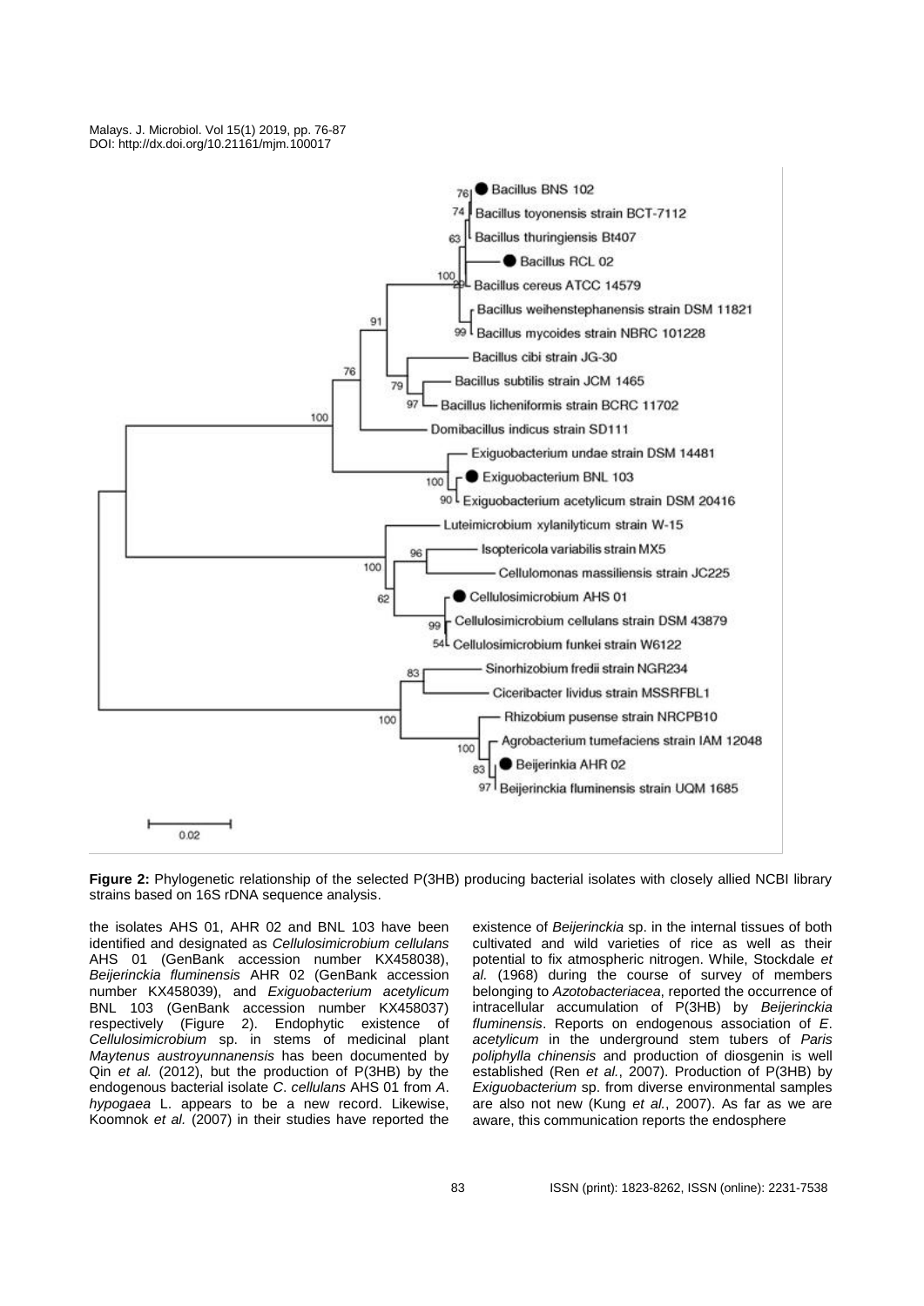**Figure 2:** Phylogenetic relationship of the selected P(3HB) producing bacterial isolates with closely allied NCBI library strains based on 16S rDNA sequence analysis.

the isolates AHS 01, AHR 02 and BNL 103 have been identified and designated as *Cellulosimicrobium cellulans* AHS 01 (GenBank accession number KX458038), *Beijerinckia fluminensis* AHR 02 (GenBank accession number KX458039), and *Exiguobacterium acetylicum* BNL 103 (GenBank accession number KX458037) respectively (Figure 2). Endophytic existence of *Cellulosimicrobium* sp. in stems of medicinal plant *Maytenus austroyunnanensis* has been documented by Qin *et al.* (2012), but the production of P(3HB) by the endogenous bacterial isolate *C. cellulans* AHS 01 from *A. hypogaea* L. appears to be a new record. Likewise, Koomnok *et al.* (2007) in their studies have reported the existence of *Beijerinckia* sp. in the internal tissues of both cultivated and wild varieties of rice as well as their potential to fix atmospheric nitrogen. While, Stockdale *et al.* (1968) during the course of survey of members belonging to *Azotobacteriacea*, reported the occurrence of intracellular accumulation of P(3HB) by *Beijerinckia fluminensis*. Reports on endogenous association of *E. acetylicum* in the underground stem tubers of *Paris poliphylla chinensis* and production of diosgenin is well established (Ren *et al.*, 2007). Production of P(3HB) by *Exiguobacterium* sp. from diverse environmental samples are also not new (Kung *et al.*, 2007). As far as we are aware, this communication reports the endosphere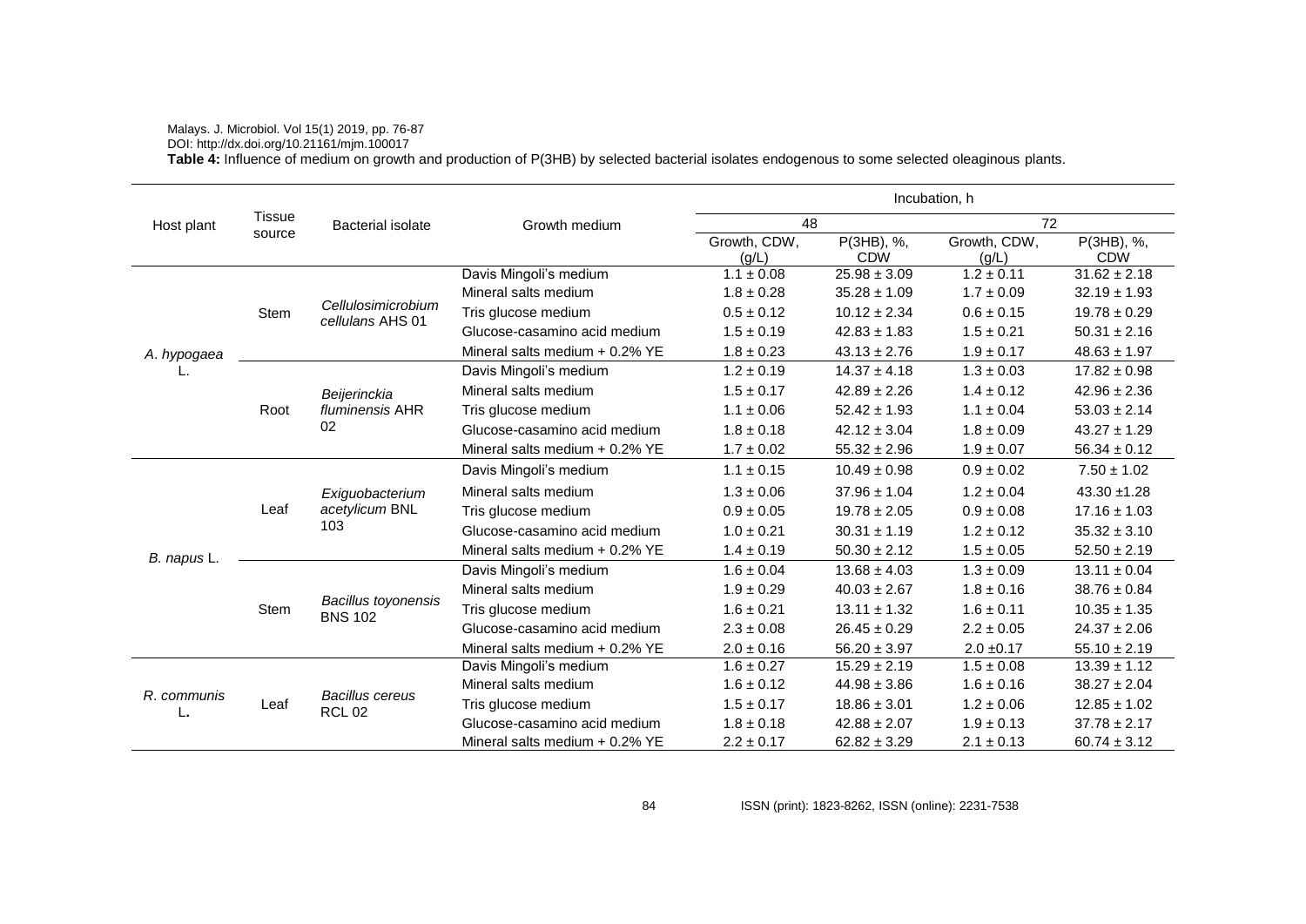**Table 4:** Influence of medium on growth and production of P(3HB) by selected bacterial isolates endogenous to some selected oleaginous plants.

| Host plant | Tissue source | Bacterial isolate | Growth medium | Incubation, h | | | |
|---|---|---|---|---|---|---|---|
| | | | | 48 | | 72 | |
| | | | | Growth, CDW, (g/L) | P(3HB), %, CDW | Growth, CDW, (g/L) | P(3HB), %, CDW |
| *A. hypogaea* L. | Stem | *Cellulosimicrobium cellulans* AHS 01 | Davis Mingoli's medium | 1.1 ± 0.08 | 25.98 ± 3.09 | 1.2 ± 0.11 | 31.62 ± 2.18 |
| | | | Mineral salts medium | 1.8 ± 0.28 | 35.28 ± 1.09 | 1.7 ± 0.09 | 32.19 ± 1.93 |
| | | | Tris glucose medium | 0.5 ± 0.12 | 10.12 ± 2.34 | 0.6 ± 0.15 | 19.78 ± 0.29 |
| | | | Glucose-casamino acid medium | 1.5 ± 0.19 | 42.83 ± 1.83 | 1.5 ± 0.21 | 50.31 ± 2.16 |
| | | | Mineral salts medium + 0.2% YE | 1.8 ± 0.23 | 43.13 ± 2.76 | 1.9 ± 0.17 | 48.63 ± 1.97 |
| | Root | *Beijerinckia fluminensis* AHR 02 | Davis Mingoli's medium | 1.2 ± 0.19 | 14.37 ± 4.18 | 1.3 ± 0.03 | 17.82 ± 0.98 |
| | | | Mineral salts medium | 1.5 ± 0.17 | 42.89 ± 2.26 | 1.4 ± 0.12 | 42.96 ± 2.36 |
| | | | Tris glucose medium | 1.1 ± 0.06 | 52.42 ± 1.93 | 1.1 ± 0.04 | 53.03 ± 2.14 |
| | | | Glucose-casamino acid medium | 1.8 ± 0.18 | 42.12 ± 3.04 | 1.8 ± 0.09 | 43.27 ± 1.29 |
| | | | Mineral salts medium + 0.2% YE | 1.7 ± 0.02 | 55.32 ± 2.96 | 1.9 ± 0.07 | 56.34 ± 0.12 |
| *B. napus* L. | Leaf | *Exiguobacterium acetylicum* BNL 103 | Davis Mingoli's medium | 1.1 ± 0.15 | 10.49 ± 0.98 | 0.9 ± 0.02 | 7.50 ± 1.02 |
| | | | Mineral salts medium | 1.3 ± 0.06 | 37.96 ± 1.04 | 1.2 ± 0.04 | 43.30 ±1.28 |
| | | | Tris glucose medium | 0.9 ± 0.05 | 19.78 ± 2.05 | 0.9 ± 0.08 | 17.16 ± 1.03 |
| | | | Glucose-casamino acid medium | 1.0 ± 0.21 | 30.31 ± 1.19 | 1.2 ± 0.12 | 35.32 ± 3.10 |
| | | | Mineral salts medium + 0.2% YE | 1.4 ± 0.19 | 50.30 ± 2.12 | 1.5 ± 0.05 | 52.50 ± 2.19 |
| | Stem | *Bacillus toyonensis* BNS 102 | Davis Mingoli's medium | 1.6 ± 0.04 | 13.68 ± 4.03 | 1.3 ± 0.09 | 13.11 ± 0.04 |
| | | | Mineral salts medium | 1.9 ± 0.29 | 40.03 ± 2.67 | 1.8 ± 0.16 | 38.76 ± 0.84 |
| | | | Tris glucose medium | 1.6 ± 0.21 | 13.11 ± 1.32 | 1.6 ± 0.11 | 10.35 ± 1.35 |
| | | | Glucose-casamino acid medium | 2.3 ± 0.08 | 26.45 ± 0.29 | 2.2 ± 0.05 | 24.37 ± 2.06 |
| | | | Mineral salts medium + 0.2% YE | 2.0 ± 0.16 | 56.20 ± 3.97 | 2.0 ±0.17 | 55.10 ± 2.19 |
| *R. communis* L. | Leaf | *Bacillus cereus* RCL 02 | Davis Mingoli's medium | 1.6 ± 0.27 | 15.29 ± 2.19 | 1.5 ± 0.08 | 13.39 ± 1.12 |
| | | | Mineral salts medium | 1.6 ± 0.12 | 44.98 ± 3.86 | 1.6 ± 0.16 | 38.27 ± 2.04 |
| | | | Tris glucose medium | 1.5 ± 0.17 | 18.86 ± 3.01 | 1.2 ± 0.06 | 12.85 ± 1.02 |
| | | | Glucose-casamino acid medium | 1.8 ± 0.18 | 42.88 ± 2.07 | 1.9 ± 0.13 | 37.78 ± 2.17 |
| | | | Mineral salts medium + 0.2% YE | 2.2 ± 0.17 | 62.82 ± 3.29 | 2.1 ± 0.13 | 60.74 ± 3.12 |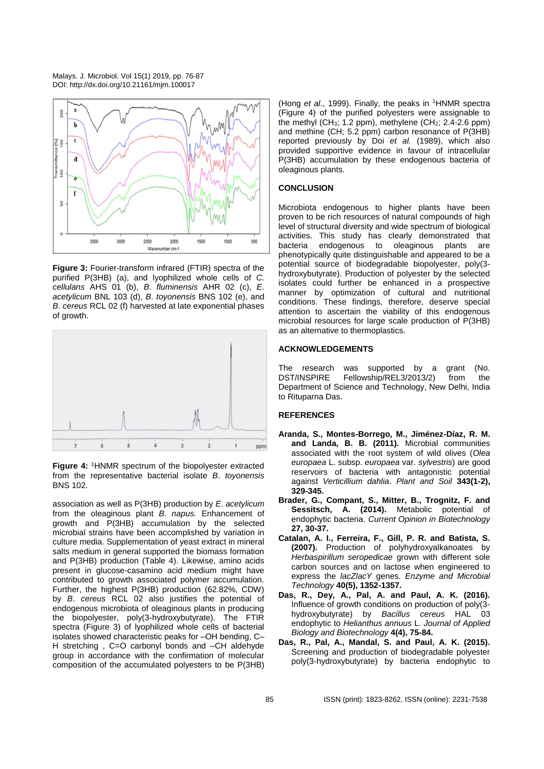**Figure 3:** Fourier-transform infrared (FTIR) spectra of the purified P(3HB) (a), and lyophilized whole cells of *C. cellulans* AHS 01 (b), *B. fluminensis* AHR 02 (c), *E. acetylicum* BNL 103 (d), *B. toyonensis* BNS 102 (e), and *B. cereus* RCL 02 (f) harvested at late exponential phases of growth.

**Figure 4:** [1]HNMR spectrum of the biopolyester extracted from the representative bacterial isolate *B. toyonensis* BNS 102.

association as well as P(3HB) production by *E. acetylicum* from the oleaginous plant *B. napus.* Enhancement of growth and P(3HB) accumulation by the selected microbial strains have been accomplished by variation in culture media. Supplementation of yeast extract in mineral salts medium in general supported the biomass formation and P(3HB) production (Table 4). Likewise, amino acids present in glucose-casamino acid medium might have contributed to growth associated polymer accumulation. Further, the highest P(3HB) production (62.82%, CDW) by *B. cereus* RCL 02 also justifies the potential of endogenous microbiota of oleaginous plants in producing the biopolyester, poly(3-hydroxybutyrate). The FTIR spectra (Figure 3) of lyophilized whole cells of bacterial isolates showed characteristic peaks for –OH bending, C–H stretching , C=O carbonyl bonds and –CH aldehyde group in accordance with the confirmation of molecular composition of the accumulated polyesters to be P(3HB) (Hong *et al.*, 1999). Finally, the peaks in [1]HNMR spectra (Figure 4) of the purified polyesters were assignable to the methyl ($CH_3$; 1.2 ppm), methylene ($CH_2$; 2.4-2.6 ppm) and methine (CH; 5.2 ppm) carbon resonance of P(3HB) reported previously by Doi *et al.* (1989), which also provided supportive evidence in favour of intracellular P(3HB) accumulation by these endogenous bacteria of oleaginous plants.

## CONCLUSION

Microbiota endogenous to higher plants have been proven to be rich resources of natural compounds of high level of structural diversity and wide spectrum of biological activities. This study has clearly demonstrated that bacteria endogenous to oleaginous plants are phenotypically quite distinguishable and appeared to be a potential source of biodegradable biopolyester, poly(3-hydroxybutyrate). Production of polyester by the selected isolates could further be enhanced in a prospective manner by optimization of cultural and nutritional conditions. These findings, therefore, deserve special attention to ascertain the viability of this endogenous microbial resources for large scale production of P(3HB) as an alternative to thermoplastics.

## ACKNOWLEDGEMENTS

The research was supported by a grant (No. DST/INSPIRE Fellowship/REL3/2013/2) from the Department of Science and Technology, New Delhi, India to Rituparna Das.

## REFERENCES

**Aranda, S., Montes-Borrego, M., Jiménez-Díaz, R. M. and Landa, B. B. (2011).** Microbial communities associated with the root system of wild olives (*Olea europaea* L. subsp. *europaea* var. *sylvestris*) are good reservoirs of bacteria with antagonistic potential against *Verticillium dahlia*. *Plant and Soil* **343(1-2), 329-345.**

**Brader, G., Compant, S., Mitter, B., Trognitz, F. and Sessitsch, A. (2014).** Metabolic potential of endophytic bacteria. *Current Opinion in Biotechnology* **27, 30-37.**

**Catalan, A. I., Ferreira, F., Gill, P. R. and Batista, S. (2007).** Production of polyhydroxyalkanoates by *Herbaspirillum seropedicae* grown with different sole carbon sources and on lactose when engineered to express the *lacZlacY* genes. *Enzyme and Microbial Technology* **40(5), 1352-1357.**

**Das, R., Dey, A., Pal, A. and Paul, A. K. (2016).** Influence of growth conditions on production of poly(3-hydroxybutyrate) by *Bacillus cereus* HAL 03 endophytic to *Helianthus annuus* L. *Journal of Applied Biology and Biotechnology* **4(4), 75-84.**

**Das, R., Pal, A., Mandal, S. and Paul, A. K. (2015).** Screening and production of biodegradable polyester poly(3-hydroxybutyrate) by bacteria endophytic to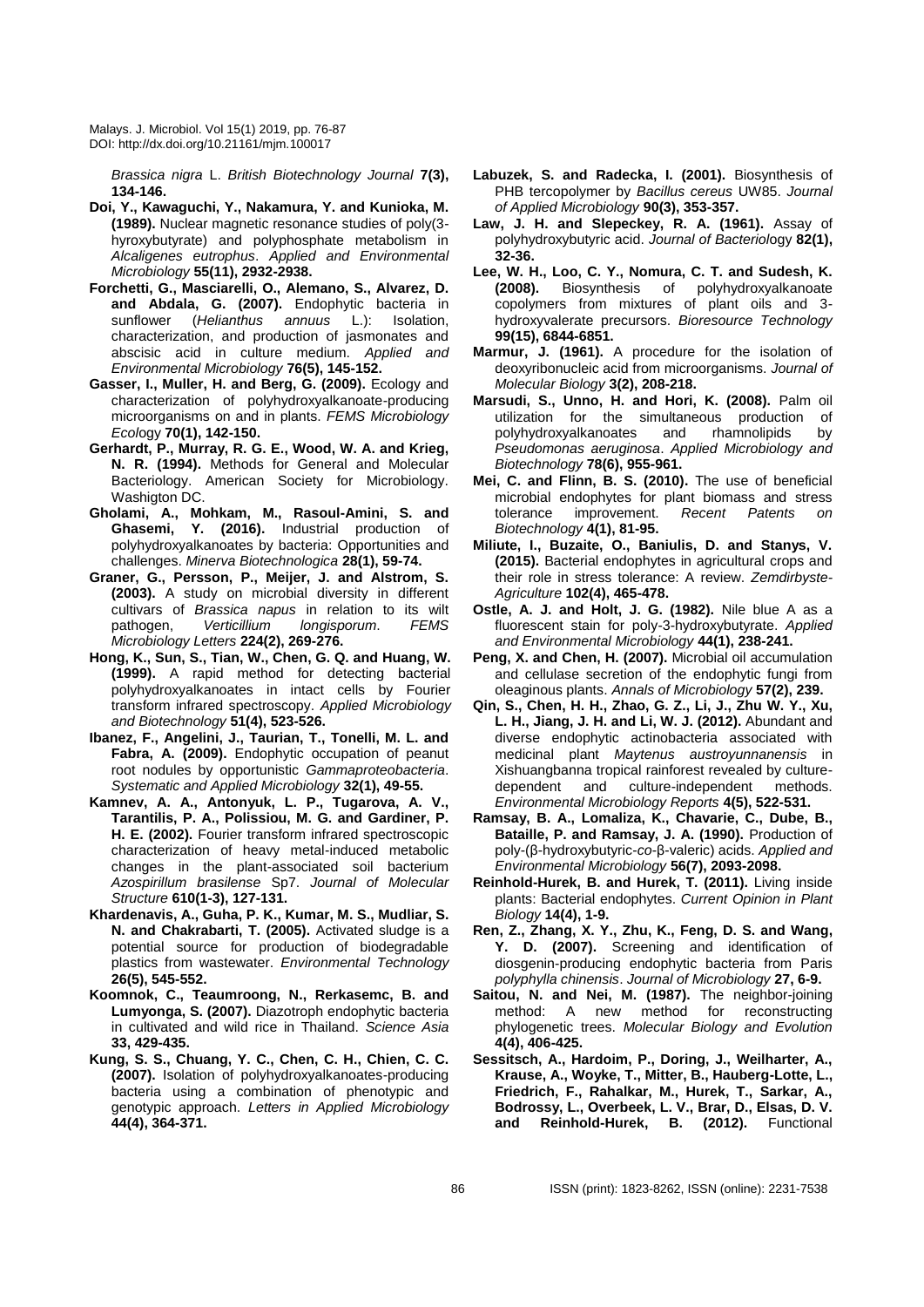*Brassica nigra* L. *British Biotechnology Journal* **7(3), 134-146.**

**Doi, Y., Kawaguchi, Y., Nakamura, Y. and Kunioka, M. (1989).** Nuclear magnetic resonance studies of poly(3-hyroxybutyrate) and polyphosphate metabolism in *Alcaligenes eutrophus*. *Applied and Environmental Microbiology* **55(11), 2932-2938.**

**Forchetti, G., Masciarelli, O., Alemano, S., Alvarez, D. and Abdala, G. (2007).** Endophytic bacteria in sunflower (*Helianthus annuus* L.): Isolation, characterization, and production of jasmonates and abscisic acid in culture medium. *Applied and Environmental Microbiology* **76(5), 145-152.**

**Gasser, I., Muller, H. and Berg, G. (2009).** Ecology and characterization of polyhydroxyalkanoate-producing microorganisms on and in plants. *FEMS Microbiology Ecology* **70(1), 142-150.**

**Gerhardt, P., Murray, R. G. E., Wood, W. A. and Krieg, N. R. (1994).** Methods for General and Molecular Bacteriology. American Society for Microbiology. Washigton DC.

**Gholami, A., Mohkam, M., Rasoul-Amini, S. and Ghasemi, Y. (2016).** Industrial production of polyhydroxyalkanoates by bacteria: Opportunities and challenges. *Minerva Biotechnologica* **28(1), 59-74.**

**Graner, G., Persson, P., Meijer, J. and Alstrom, S. (2003).** A study on microbial diversity in different cultivars of *Brassica napus* in relation to its wilt pathogen, *Verticillium longisporum*. *FEMS Microbiology Letters* **224(2), 269-276.**

**Hong, K., Sun, S., Tian, W., Chen, G. Q. and Huang, W. (1999).** A rapid method for detecting bacterial polyhydroxyalkanoates in intact cells by Fourier transform infrared spectroscopy. *Applied Microbiology and Biotechnology* **51(4), 523-526.**

**Ibanez, F., Angelini, J., Taurian, T., Tonelli, M. L. and Fabra, A. (2009).** Endophytic occupation of peanut root nodules by opportunistic *Gammaproteobacteria*. *Systematic and Applied Microbiology* **32(1), 49-55.**

**Kamnev, A. A., Antonyuk, L. P., Tugarova, A. V., Tarantilis, P. A., Polissiou, M. G. and Gardiner, P. H. E. (2002).** Fourier transform infrared spectroscopic characterization of heavy metal-induced metabolic changes in the plant-associated soil bacterium *Azospirillum brasilense* Sp7. *Journal of Molecular Structure* **610(1-3), 127-131.**

**Khardenavis, A., Guha, P. K., Kumar, M. S., Mudliar, S. N. and Chakrabarti, T. (2005).** Activated sludge is a potential source for production of biodegradable plastics from wastewater. *Environmental Technology* **26(5), 545-552.**

**Koomnok, C., Teaumroong, N., Rerkasemc, B. and Lumyonga, S. (2007).** Diazotroph endophytic bacteria in cultivated and wild rice in Thailand. *Science Asia* **33, 429-435.**

**Kung, S. S., Chuang, Y. C., Chen, C. H., Chien, C. C. (2007).** Isolation of polyhydroxyalkanoates-producing bacteria using a combination of phenotypic and genotypic approach. *Letters in Applied Microbiology* **44(4), 364-371.**

**Labuzek, S. and Radecka, I. (2001).** Biosynthesis of PHB tercopolymer by *Bacillus cereus* UW85. *Journal of Applied Microbiology* **90(3), 353-357.**

**Law, J. H. and Slepeckey, R. A. (1961).** Assay of polyhydroxybutyric acid. *Journal of Bacteriology* **82(1), 32-36.**

**Lee, W. H., Loo, C. Y., Nomura, C. T. and Sudesh, K. (2008).** Biosynthesis of polyhydroxyalkanoate copolymers from mixtures of plant oils and 3-hydroxyvalerate precursors. *Bioresource Technology* **99(15), 6844-6851.**

**Marmur, J. (1961).** A procedure for the isolation of deoxyribonucleic acid from microorganisms. *Journal of Molecular Biology* **3(2), 208-218.**

**Marsudi, S., Unno, H. and Hori, K. (2008).** Palm oil utilization for the simultaneous production of polyhydroxyalkanoates and rhamnolipids by *Pseudomonas aeruginosa*. *Applied Microbiology and Biotechnology* **78(6), 955-961.**

**Mei, C. and Flinn, B. S. (2010).** The use of beneficial microbial endophytes for plant biomass and stress tolerance improvement. *Recent Patents on Biotechnology* **4(1), 81-95.**

**Miliute, I., Buzaite, O., Baniulis, D. and Stanys, V. (2015).** Bacterial endophytes in agricultural crops and their role in stress tolerance: A review. *Zemdirbyste-Agriculture* **102(4), 465-478.**

**Ostle, A. J. and Holt, J. G. (1982).** Nile blue A as a fluorescent stain for poly-3-hydroxybutyrate. *Applied and Environmental Microbiology* **44(1), 238-241.**

**Peng, X. and Chen, H. (2007).** Microbial oil accumulation and cellulase secretion of the endophytic fungi from oleaginous plants. *Annals of Microbiology* **57(2), 239.**

**Qin, S., Chen, H. H., Zhao, G. Z., Li, J., Zhu W. Y., Xu, L. H., Jiang, J. H. and Li, W. J. (2012).** Abundant and diverse endophytic actinobacteria associated with medicinal plant *Maytenus austroyunnanensis* in Xishuangbanna tropical rainforest revealed by culture-dependent and culture-independent methods. *Environmental Microbiology Reports* **4(5), 522-531.**

**Ramsay, B. A., Lomaliza, K., Chavarie, C., Dube, B., Bataille, P. and Ramsay, J. A. (1990).** Production of poly-(β-hydroxybutyric-*co*-β-valeric) acids. *Applied and Environmental Microbiology* **56(7), 2093-2098.**

**Reinhold-Hurek, B. and Hurek, T. (2011).** Living inside plants: Bacterial endophytes. *Current Opinion in Plant Biology* **14(4), 1-9.**

**Ren, Z., Zhang, X. Y., Zhu, K., Feng, D. S. and Wang, Y. D. (2007).** Screening and identification of diosgenin-producing endophytic bacteria from Paris *polyphylla chinensis*. *Journal of Microbiology* **27, 6-9.**

**Saitou, N. and Nei, M. (1987).** The neighbor-joining method: A new method for reconstructing phylogenetic trees. *Molecular Biology and Evolution* **4(4), 406-425.**

**Sessitsch, A., Hardoim, P., Doring, J., Weilharter, A., Krause, A., Woyke, T., Mitter, B., Hauberg-Lotte, L., Friedrich, F., Rahalkar, M., Hurek, T., Sarkar, A., Bodrossy, L., Overbeek, L. V., Brar, D., Elsas, D. V. and Reinhold-Hurek, B. (2012).** Functional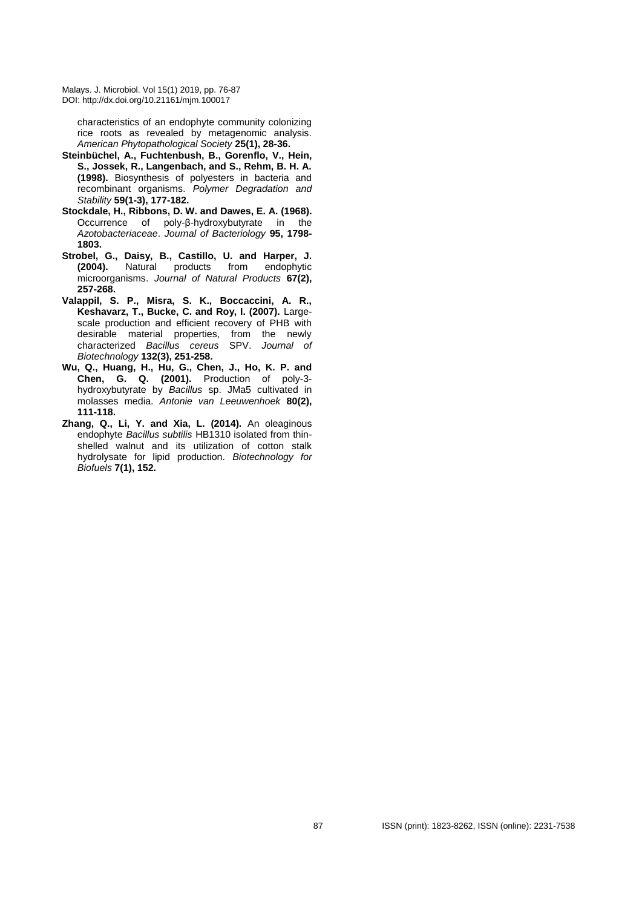characteristics of an endophyte community colonizing rice roots as revealed by metagenomic analysis. *American Phytopathological Society* **25(1), 28-36.**

**Steinbüchel, A., Fuchtenbush, B., Gorenflo, V., Hein, S., Jossek, R., Langenbach, and S., Rehm, B. H. A. (1998).** Biosynthesis of polyesters in bacteria and recombinant organisms. *Polymer Degradation and Stability* **59(1-3), 177-182.**

**Stockdale, H., Ribbons, D. W. and Dawes, E. A. (1968).** Occurrence of poly-β-hydroxybutyrate in the *Azotobacteriaceae*. *Journal of Bacteriology* **95, 1798-1803.**

**Strobel, G., Daisy, B., Castillo, U. and Harper, J. (2004).** Natural products from endophytic microorganisms. *Journal of Natural Products* **67(2), 257-268.**

**Valappil, S. P., Misra, S. K., Boccaccini, A. R., Keshavarz, T., Bucke, C. and Roy, I. (2007).** Large-scale production and efficient recovery of PHB with desirable material properties, from the newly characterized *Bacillus cereus* SPV. *Journal of Biotechnology* **132(3), 251-258.**

**Wu, Q., Huang, H., Hu, G., Chen, J., Ho, K. P. and Chen, G. Q. (2001).** Production of poly-3-hydroxybutyrate by *Bacillus* sp. JMa5 cultivated in molasses media. *Antonie van Leeuwenhoek* **80(2), 111-118.**

**Zhang, Q., Li, Y. and Xia, L. (2014).** An oleaginous endophyte *Bacillus subtilis* HB1310 isolated from thin-shelled walnut and its utilization of cotton stalk hydrolysate for lipid production. *Biotechnology for Biofuels* **7(1), 152.**